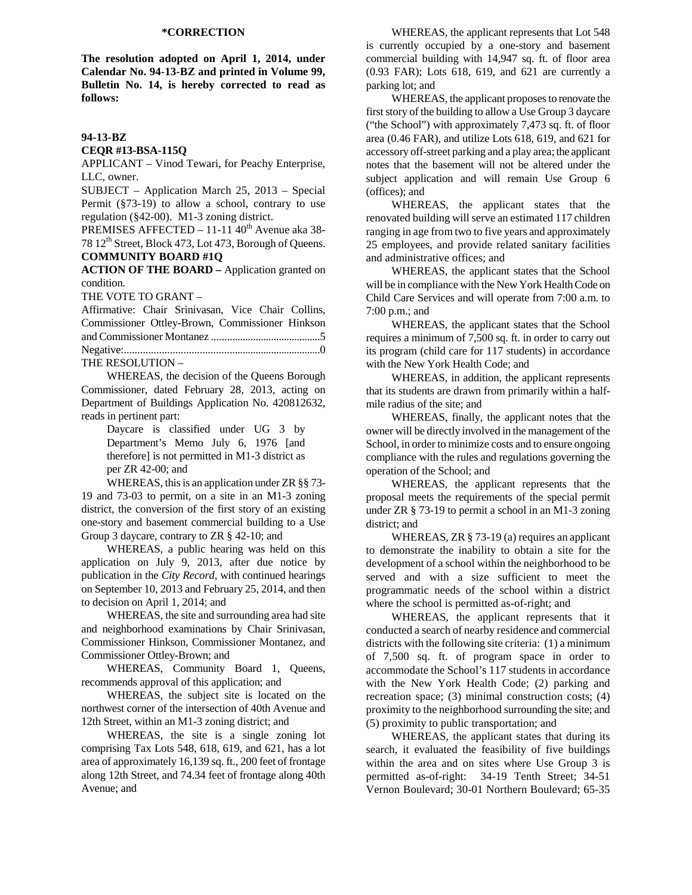**\*CORRECTION**

**The resolution adopted on April 1, 2014, under Calendar No. 94-13-BZ and printed in Volume 99, Bulletin No. 14, is hereby corrected to read as follows:**

**94-13-BZ**

**CEQR #13-BSA-115Q**

APPLICANT – Vinod Tewari, for Peachy Enterprise, LLC, owner.

SUBJECT – Application March 25, 2013 – Special Permit (§73-19) to allow a school, contrary to use regulation (§42-00). M1-3 zoning district.

PREMISES AFFECTED – 11-11 40th Avenue aka 38-78 12th Street, Block 473, Lot 473, Borough of Queens.

**COMMUNITY BOARD #1Q**

**ACTION OF THE BOARD –** Application granted on condition.

THE VOTE TO GRANT –

Affirmative: Chair Srinivasan, Vice Chair Collins, Commissioner Ottley-Brown, Commissioner Hinkson and Commissioner Montanez ..........................................5

Negative:..........................................................................0

THE RESOLUTION –

WHEREAS, the decision of the Queens Borough Commissioner, dated February 28, 2013, acting on Department of Buildings Application No. 420812632, reads in pertinent part:

> Daycare is classified under UG 3 by Department's Memo July 6, 1976 [and therefore] is not permitted in M1-3 district as per ZR 42-00; and

WHEREAS, this is an application under ZR §§ 73-19 and 73-03 to permit, on a site in an M1-3 zoning district, the conversion of the first story of an existing one-story and basement commercial building to a Use Group 3 daycare, contrary to ZR § 42-10; and

WHEREAS, a public hearing was held on this application on July 9, 2013, after due notice by publication in the *City Record*, with continued hearings on September 10, 2013 and February 25, 2014, and then to decision on April 1, 2014; and

WHEREAS, the site and surrounding area had site and neighborhood examinations by Chair Srinivasan, Commissioner Hinkson, Commissioner Montanez, and Commissioner Ottley-Brown; and

WHEREAS, Community Board 1, Queens, recommends approval of this application; and

WHEREAS, the subject site is located on the northwest corner of the intersection of 40th Avenue and 12th Street, within an M1-3 zoning district; and

WHEREAS, the site is a single zoning lot comprising Tax Lots 548, 618, 619, and 621, has a lot area of approximately 16,139 sq. ft., 200 feet of frontage along 12th Street, and 74.34 feet of frontage along 40th Avenue; and

WHEREAS, the applicant represents that Lot 548 is currently occupied by a one-story and basement commercial building with 14,947 sq. ft. of floor area (0.93 FAR); Lots 618, 619, and 621 are currently a parking lot; and

WHEREAS, the applicant proposes to renovate the first story of the building to allow a Use Group 3 daycare ("the School") with approximately 7,473 sq. ft. of floor area (0.46 FAR), and utilize Lots 618, 619, and 621 for accessory off-street parking and a play area; the applicant notes that the basement will not be altered under the subject application and will remain Use Group 6 (offices); and

WHEREAS, the applicant states that the renovated building will serve an estimated 117 children ranging in age from two to five years and approximately 25 employees, and provide related sanitary facilities and administrative offices; and

WHEREAS, the applicant states that the School will be in compliance with the New York Health Code on Child Care Services and will operate from 7:00 a.m. to 7:00 p.m.; and

WHEREAS, the applicant states that the School requires a minimum of 7,500 sq. ft. in order to carry out its program (child care for 117 students) in accordance with the New York Health Code; and

WHEREAS, in addition, the applicant represents that its students are drawn from primarily within a half-mile radius of the site; and

WHEREAS, finally, the applicant notes that the owner will be directly involved in the management of the School, in order to minimize costs and to ensure ongoing compliance with the rules and regulations governing the operation of the School; and

WHEREAS, the applicant represents that the proposal meets the requirements of the special permit under ZR § 73-19 to permit a school in an M1-3 zoning district; and

WHEREAS, ZR § 73-19 (a) requires an applicant to demonstrate the inability to obtain a site for the development of a school within the neighborhood to be served and with a size sufficient to meet the programmatic needs of the school within a district where the school is permitted as-of-right; and

WHEREAS, the applicant represents that it conducted a search of nearby residence and commercial districts with the following site criteria: (1) a minimum of 7,500 sq. ft. of program space in order to accommodate the School's 117 students in accordance with the New York Health Code; (2) parking and recreation space; (3) minimal construction costs; (4) proximity to the neighborhood surrounding the site; and (5) proximity to public transportation; and

WHEREAS, the applicant states that during its search, it evaluated the feasibility of five buildings within the area and on sites where Use Group 3 is permitted as-of-right: 34-19 Tenth Street; 34-51 Vernon Boulevard; 30-01 Northern Boulevard; 65-35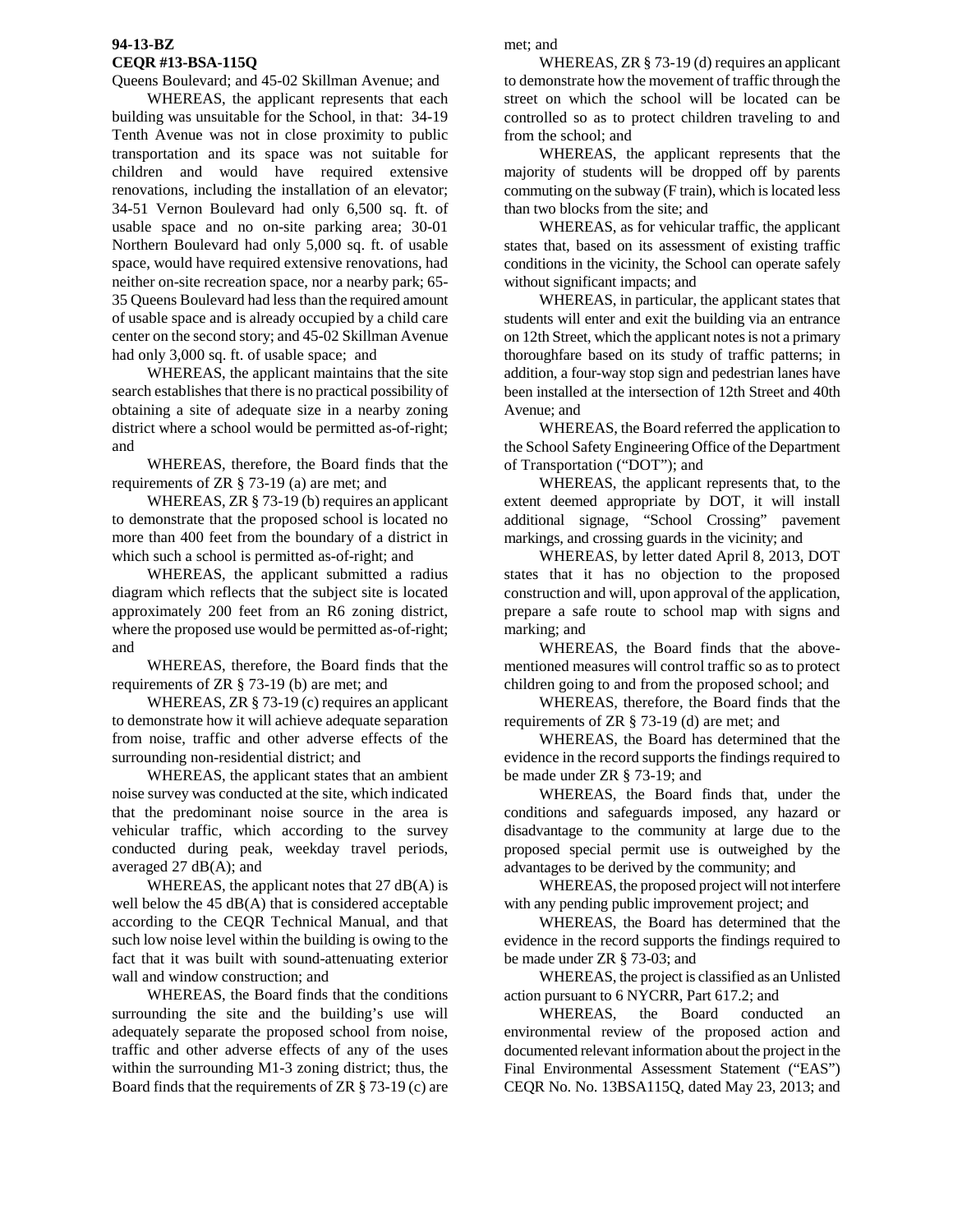**94-13-BZ**
**CEQR #13-BSA-115Q**

Queens Boulevard; and 45-02 Skillman Avenue; and

WHEREAS, the applicant represents that each building was unsuitable for the School, in that: 34-19 Tenth Avenue was not in close proximity to public transportation and its space was not suitable for children and would have required extensive renovations, including the installation of an elevator; 34-51 Vernon Boulevard had only 6,500 sq. ft. of usable space and no on-site parking area; 30-01 Northern Boulevard had only 5,000 sq. ft. of usable space, would have required extensive renovations, had neither on-site recreation space, nor a nearby park; 65-35 Queens Boulevard had less than the required amount of usable space and is already occupied by a child care center on the second story; and 45-02 Skillman Avenue had only 3,000 sq. ft. of usable space; and

WHEREAS, the applicant maintains that the site search establishes that there is no practical possibility of obtaining a site of adequate size in a nearby zoning district where a school would be permitted as-of-right; and

WHEREAS, therefore, the Board finds that the requirements of ZR § 73-19 (a) are met; and

WHEREAS, ZR § 73-19 (b) requires an applicant to demonstrate that the proposed school is located no more than 400 feet from the boundary of a district in which such a school is permitted as-of-right; and

WHEREAS, the applicant submitted a radius diagram which reflects that the subject site is located approximately 200 feet from an R6 zoning district, where the proposed use would be permitted as-of-right; and

WHEREAS, therefore, the Board finds that the requirements of ZR § 73-19 (b) are met; and

WHEREAS, ZR § 73-19 (c) requires an applicant to demonstrate how it will achieve adequate separation from noise, traffic and other adverse effects of the surrounding non-residential district; and

WHEREAS, the applicant states that an ambient noise survey was conducted at the site, which indicated that the predominant noise source in the area is vehicular traffic, which according to the survey conducted during peak, weekday travel periods, averaged 27 dB(A); and

WHEREAS, the applicant notes that 27 dB(A) is well below the 45 dB(A) that is considered acceptable according to the CEQR Technical Manual, and that such low noise level within the building is owing to the fact that it was built with sound-attenuating exterior wall and window construction; and

WHEREAS, the Board finds that the conditions surrounding the site and the building's use will adequately separate the proposed school from noise, traffic and other adverse effects of any of the uses within the surrounding M1-3 zoning district; thus, the Board finds that the requirements of ZR § 73-19 (c) are met; and

WHEREAS, ZR § 73-19 (d) requires an applicant to demonstrate how the movement of traffic through the street on which the school will be located can be controlled so as to protect children traveling to and from the school; and

WHEREAS, the applicant represents that the majority of students will be dropped off by parents commuting on the subway (F train), which is located less than two blocks from the site; and

WHEREAS, as for vehicular traffic, the applicant states that, based on its assessment of existing traffic conditions in the vicinity, the School can operate safely without significant impacts; and

WHEREAS, in particular, the applicant states that students will enter and exit the building via an entrance on 12th Street, which the applicant notes is not a primary thoroughfare based on its study of traffic patterns; in addition, a four-way stop sign and pedestrian lanes have been installed at the intersection of 12th Street and 40th Avenue; and

WHEREAS, the Board referred the application to the School Safety Engineering Office of the Department of Transportation ("DOT"); and

WHEREAS, the applicant represents that, to the extent deemed appropriate by DOT, it will install additional signage, "School Crossing" pavement markings, and crossing guards in the vicinity; and

WHEREAS, by letter dated April 8, 2013, DOT states that it has no objection to the proposed construction and will, upon approval of the application, prepare a safe route to school map with signs and marking; and

WHEREAS, the Board finds that the above-mentioned measures will control traffic so as to protect children going to and from the proposed school; and

WHEREAS, therefore, the Board finds that the requirements of ZR § 73-19 (d) are met; and

WHEREAS, the Board has determined that the evidence in the record supports the findings required to be made under ZR § 73-19; and

WHEREAS, the Board finds that, under the conditions and safeguards imposed, any hazard or disadvantage to the community at large due to the proposed special permit use is outweighed by the advantages to be derived by the community; and

WHEREAS, the proposed project will not interfere with any pending public improvement project; and

WHEREAS, the Board has determined that the evidence in the record supports the findings required to be made under ZR § 73-03; and

WHEREAS, the project is classified as an Unlisted action pursuant to 6 NYCRR, Part 617.2; and

WHEREAS, the Board conducted an environmental review of the proposed action and documented relevant information about the project in the Final Environmental Assessment Statement ("EAS") CEQR No. No. 13BSA115Q, dated May 23, 2013; and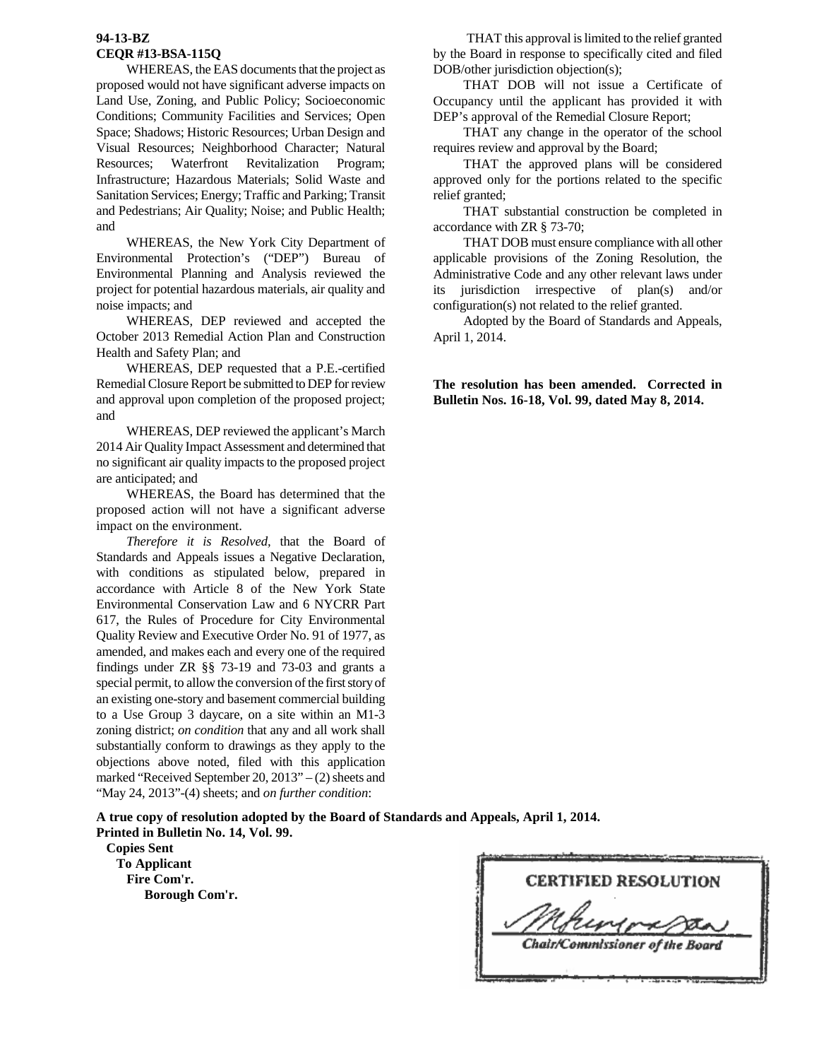**94-13-BZ**
**CEQR #13-BSA-115Q**

WHEREAS, the EAS documents that the project as proposed would not have significant adverse impacts on Land Use, Zoning, and Public Policy; Socioeconomic Conditions; Community Facilities and Services; Open Space; Shadows; Historic Resources; Urban Design and Visual Resources; Neighborhood Character; Natural Resources; Waterfront Revitalization Program; Infrastructure; Hazardous Materials; Solid Waste and Sanitation Services; Energy; Traffic and Parking; Transit and Pedestrians; Air Quality; Noise; and Public Health; and

WHEREAS, the New York City Department of Environmental Protection's ("DEP") Bureau of Environmental Planning and Analysis reviewed the project for potential hazardous materials, air quality and noise impacts; and

WHEREAS, DEP reviewed and accepted the October 2013 Remedial Action Plan and Construction Health and Safety Plan; and

WHEREAS, DEP requested that a P.E.-certified Remedial Closure Report be submitted to DEP for review and approval upon completion of the proposed project; and

WHEREAS, DEP reviewed the applicant's March 2014 Air Quality Impact Assessment and determined that no significant air quality impacts to the proposed project are anticipated; and

WHEREAS, the Board has determined that the proposed action will not have a significant adverse impact on the environment.

*Therefore it is Resolved*, that the Board of Standards and Appeals issues a Negative Declaration, with conditions as stipulated below, prepared in accordance with Article 8 of the New York State Environmental Conservation Law and 6 NYCRR Part 617, the Rules of Procedure for City Environmental Quality Review and Executive Order No. 91 of 1977, as amended, and makes each and every one of the required findings under ZR §§ 73-19 and 73-03 and grants a special permit, to allow the conversion of the first story of an existing one-story and basement commercial building to a Use Group 3 daycare, on a site within an M1-3 zoning district; *on condition* that any and all work shall substantially conform to drawings as they apply to the objections above noted, filed with this application marked "Received September 20, 2013" – (2) sheets and "May 24, 2013"-(4) sheets; and *on further condition*:

THAT this approval is limited to the relief granted by the Board in response to specifically cited and filed DOB/other jurisdiction objection(s);

THAT DOB will not issue a Certificate of Occupancy until the applicant has provided it with DEP's approval of the Remedial Closure Report;

THAT any change in the operator of the school requires review and approval by the Board;

THAT the approved plans will be considered approved only for the portions related to the specific relief granted;

THAT substantial construction be completed in accordance with ZR § 73-70;

THAT DOB must ensure compliance with all other applicable provisions of the Zoning Resolution, the Administrative Code and any other relevant laws under its jurisdiction irrespective of plan(s) and/or configuration(s) not related to the relief granted.

Adopted by the Board of Standards and Appeals, April 1, 2014.

**The resolution has been amended. Corrected in Bulletin Nos. 16-18, Vol. 99, dated May 8, 2014.**

**A true copy of resolution adopted by the Board of Standards and Appeals, April 1, 2014.**
**Printed in Bulletin No. 14, Vol. 99.**

**Copies Sent**
**To Applicant**
**Fire Com'r.**
**Borough Com'r.**

CERTIFIED RESOLUTION

Chair/Commissioner of the Board